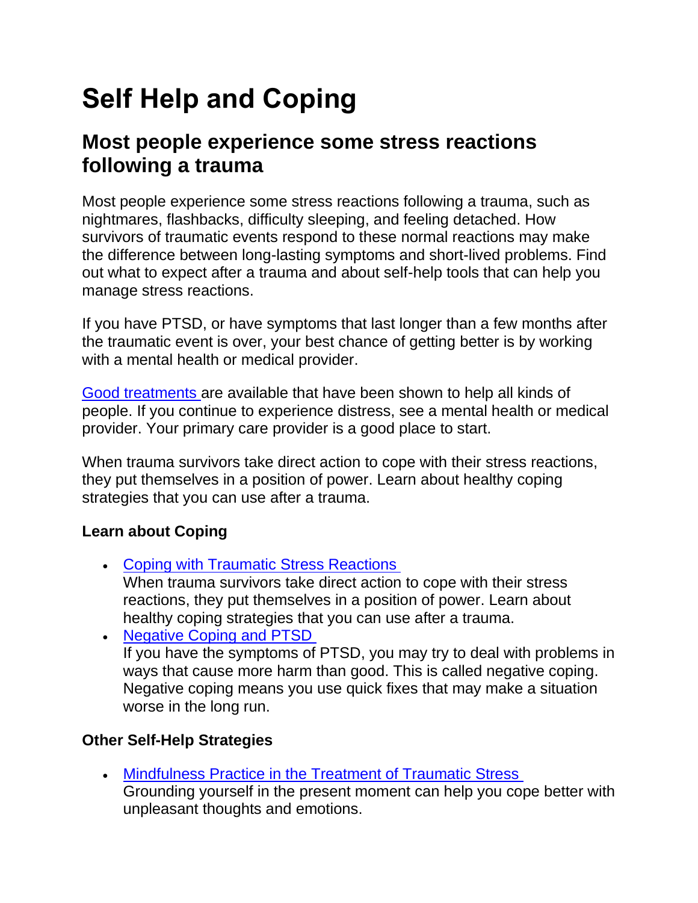# Self Help and Coping

## Most people experience some stress reactions following a trauma

Most people experience some stress reactions following a trauma, such as nightmares, flashbacks, difficulty sleeping, and feeling detached. How survivors of traumatic events respond to these normal reactions may make the difference between long-lasting symptoms and short-lived problems. Find out what to expect after a trauma and about self-help tools that can help you manage stress reactions.

If you have PTSD, or have symptoms that last longer than a few months after the traumatic event is over, your best chance of getting better is by working with a mental health or medical provider.

Good treatments are available that have been shown to help all kinds of people. If you continue to experience distress, see a mental health or medical provider. Your primary care provider is a good place to start.

When trauma survivors take direct action to cope with their stress reactions, they put themselves in a position of power. Learn about healthy coping strategies that you can use after a trauma.

### Learn about Coping

- Coping with Traumatic Stress Reactions
  When trauma survivors take direct action to cope with their stress reactions, they put themselves in a position of power. Learn about healthy coping strategies that you can use after a trauma.
- Negative Coping and PTSD
  If you have the symptoms of PTSD, you may try to deal with problems in ways that cause more harm than good. This is called negative coping. Negative coping means you use quick fixes that may make a situation worse in the long run.

### Other Self-Help Strategies

- Mindfulness Practice in the Treatment of Traumatic Stress
  Grounding yourself in the present moment can help you cope better with unpleasant thoughts and emotions.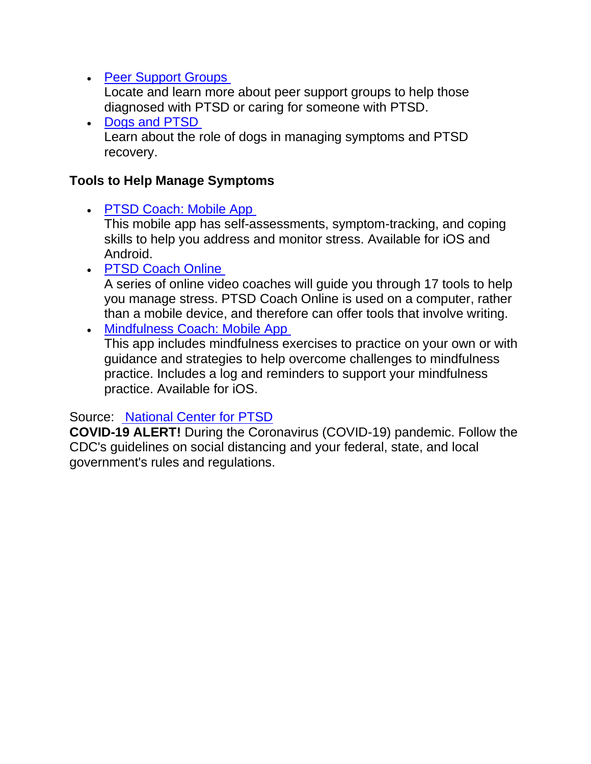- Peer Support Groups
  Locate and learn more about peer support groups to help those diagnosed with PTSD or caring for someone with PTSD.
- Dogs and PTSD
  Learn about the role of dogs in managing symptoms and PTSD recovery.

**Tools to Help Manage Symptoms**

- PTSD Coach: Mobile App
  This mobile app has self-assessments, symptom-tracking, and coping skills to help you address and monitor stress. Available for iOS and Android.
- PTSD Coach Online
  A series of online video coaches will guide you through 17 tools to help you manage stress. PTSD Coach Online is used on a computer, rather than a mobile device, and therefore can offer tools that involve writing.
- Mindfulness Coach: Mobile App
  This app includes mindfulness exercises to practice on your own or with guidance and strategies to help overcome challenges to mindfulness practice. Includes a log and reminders to support your mindfulness practice. Available for iOS.

Source: National Center for PTSD

**COVID-19 ALERT!** During the Coronavirus (COVID-19) pandemic. Follow the CDC's guidelines on social distancing and your federal, state, and local government's rules and regulations.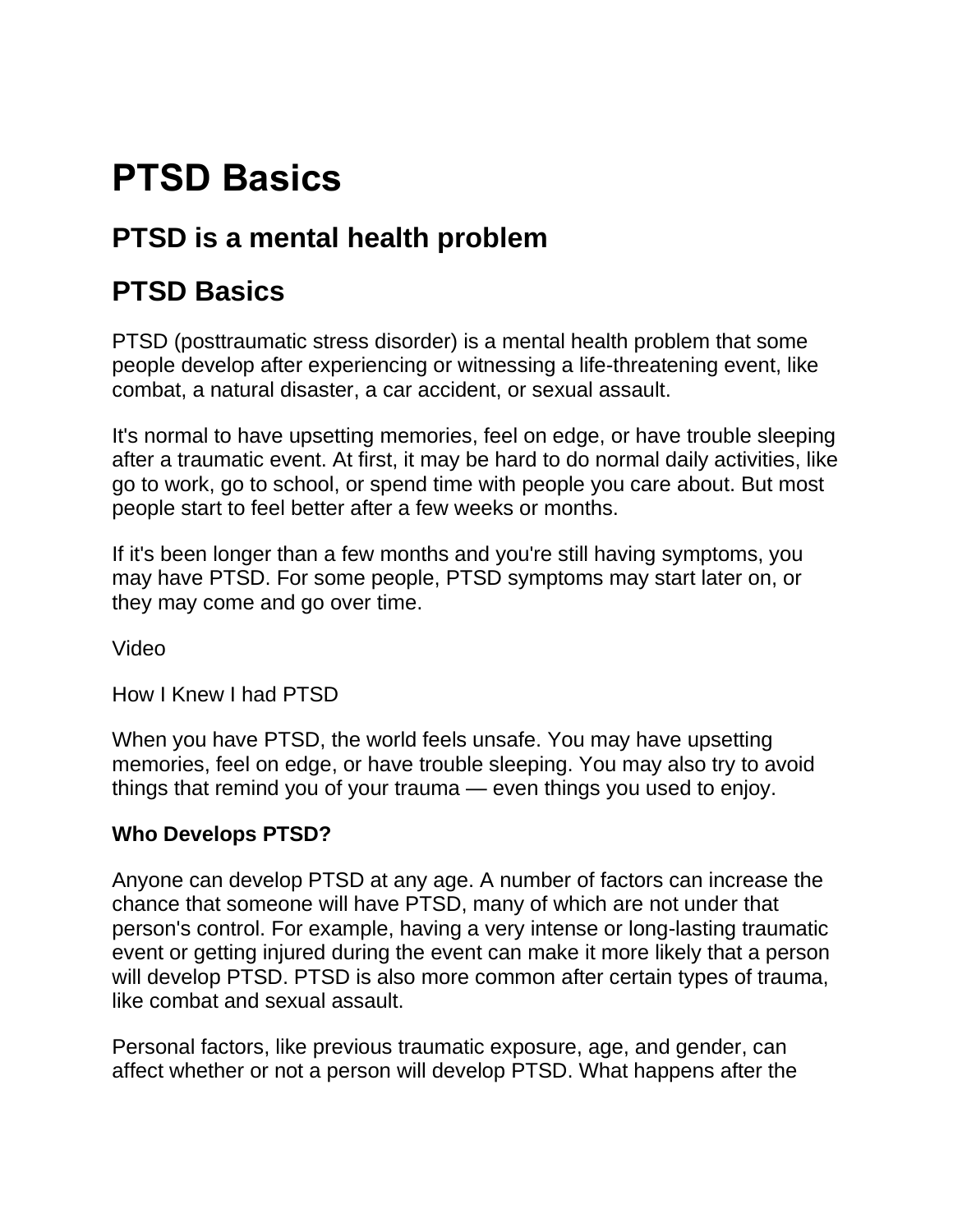# PTSD Basics

## PTSD is a mental health problem

## PTSD Basics

PTSD (posttraumatic stress disorder) is a mental health problem that some people develop after experiencing or witnessing a life-threatening event, like combat, a natural disaster, a car accident, or sexual assault.

It's normal to have upsetting memories, feel on edge, or have trouble sleeping after a traumatic event. At first, it may be hard to do normal daily activities, like go to work, go to school, or spend time with people you care about. But most people start to feel better after a few weeks or months.

If it's been longer than a few months and you're still having symptoms, you may have PTSD. For some people, PTSD symptoms may start later on, or they may come and go over time.

Video

How I Knew I had PTSD

When you have PTSD, the world feels unsafe. You may have upsetting memories, feel on edge, or have trouble sleeping. You may also try to avoid things that remind you of your trauma — even things you used to enjoy.

**Who Develops PTSD?**

Anyone can develop PTSD at any age. A number of factors can increase the chance that someone will have PTSD, many of which are not under that person's control. For example, having a very intense or long-lasting traumatic event or getting injured during the event can make it more likely that a person will develop PTSD. PTSD is also more common after certain types of trauma, like combat and sexual assault.

Personal factors, like previous traumatic exposure, age, and gender, can affect whether or not a person will develop PTSD. What happens after the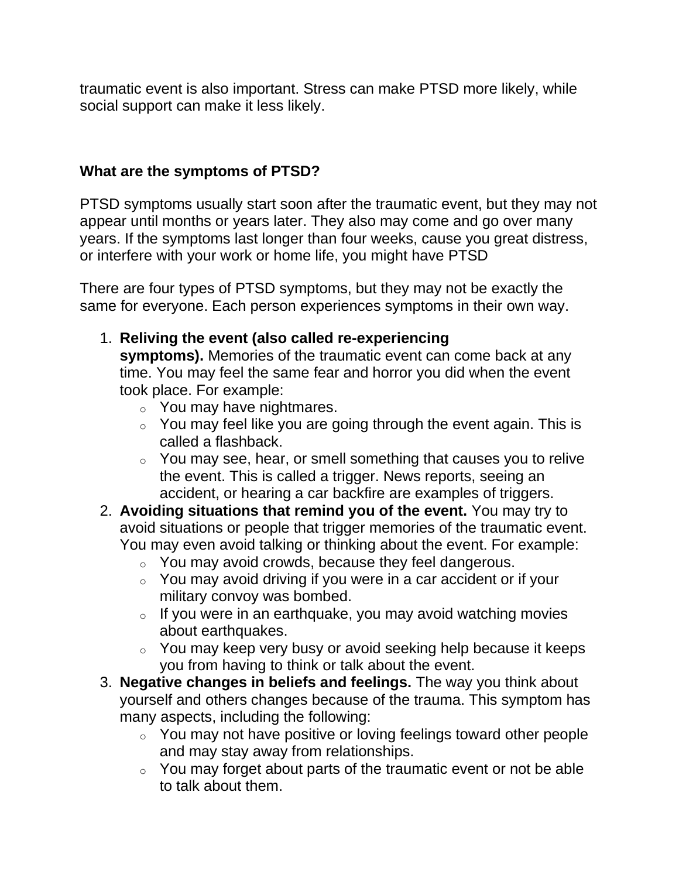traumatic event is also important. Stress can make PTSD more likely, while social support can make it less likely.

### What are the symptoms of PTSD?

PTSD symptoms usually start soon after the traumatic event, but they may not appear until months or years later. They also may come and go over many years. If the symptoms last longer than four weeks, cause you great distress, or interfere with your work or home life, you might have PTSD

There are four types of PTSD symptoms, but they may not be exactly the same for everyone. Each person experiences symptoms in their own way.

1. **Reliving the event (also called re-experiencing symptoms).** Memories of the traumatic event can come back at any time. You may feel the same fear and horror you did when the event took place. For example:
   - You may have nightmares.
   - You may feel like you are going through the event again. This is called a flashback.
   - You may see, hear, or smell something that causes you to relive the event. This is called a trigger. News reports, seeing an accident, or hearing a car backfire are examples of triggers.
2. **Avoiding situations that remind you of the event.** You may try to avoid situations or people that trigger memories of the traumatic event. You may even avoid talking or thinking about the event. For example:
   - You may avoid crowds, because they feel dangerous.
   - You may avoid driving if you were in a car accident or if your military convoy was bombed.
   - If you were in an earthquake, you may avoid watching movies about earthquakes.
   - You may keep very busy or avoid seeking help because it keeps you from having to think or talk about the event.
3. **Negative changes in beliefs and feelings.** The way you think about yourself and others changes because of the trauma. This symptom has many aspects, including the following:
   - You may not have positive or loving feelings toward other people and may stay away from relationships.
   - You may forget about parts of the traumatic event or not be able to talk about them.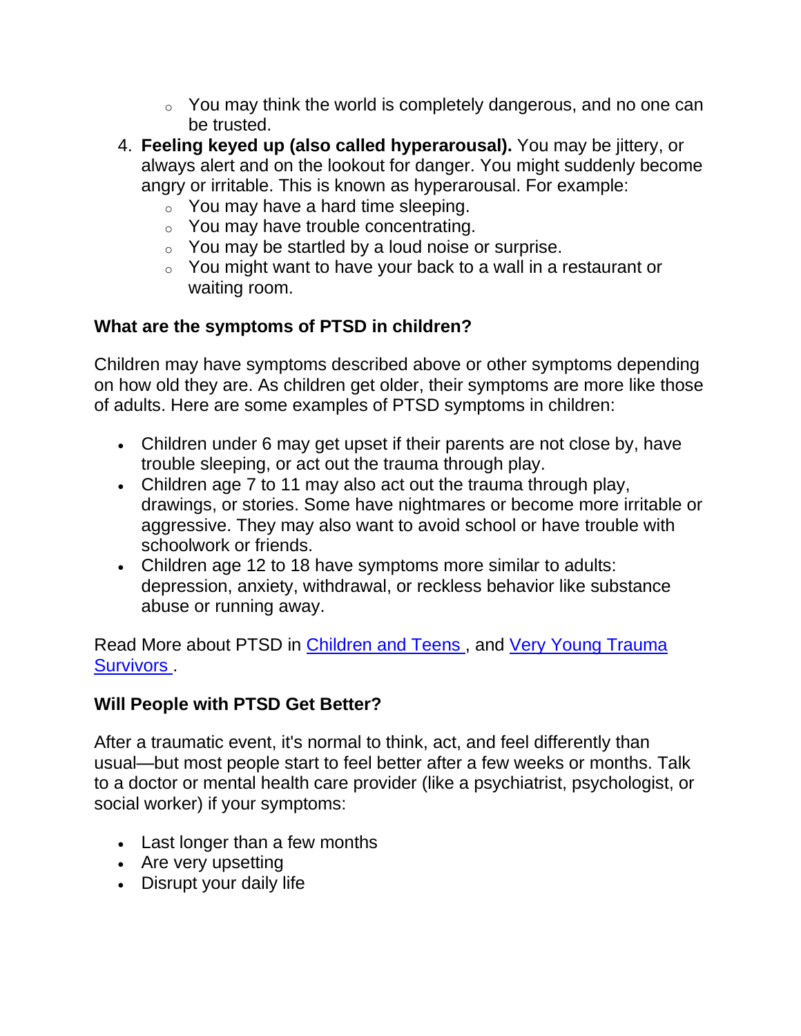- You may think the world is completely dangerous, and no one can be trusted.
4. **Feeling keyed up (also called hyperarousal).** You may be jittery, or always alert and on the lookout for danger. You might suddenly become angry or irritable. This is known as hyperarousal. For example:
    - You may have a hard time sleeping.
    - You may have trouble concentrating.
    - You may be startled by a loud noise or surprise.
    - You might want to have your back to a wall in a restaurant or waiting room.

### What are the symptoms of PTSD in children?

Children may have symptoms described above or other symptoms depending on how old they are. As children get older, their symptoms are more like those of adults. Here are some examples of PTSD symptoms in children:

- Children under 6 may get upset if their parents are not close by, have trouble sleeping, or act out the trauma through play.
- Children age 7 to 11 may also act out the trauma through play, drawings, or stories. Some have nightmares or become more irritable or aggressive. They may also want to avoid school or have trouble with schoolwork or friends.
- Children age 12 to 18 have symptoms more similar to adults: depression, anxiety, withdrawal, or reckless behavior like substance abuse or running away.

Read More about PTSD in Children and Teens , and Very Young Trauma Survivors .

### Will People with PTSD Get Better?

After a traumatic event, it's normal to think, act, and feel differently than usual—but most people start to feel better after a few weeks or months. Talk to a doctor or mental health care provider (like a psychiatrist, psychologist, or social worker) if your symptoms:

- Last longer than a few months
- Are very upsetting
- Disrupt your daily life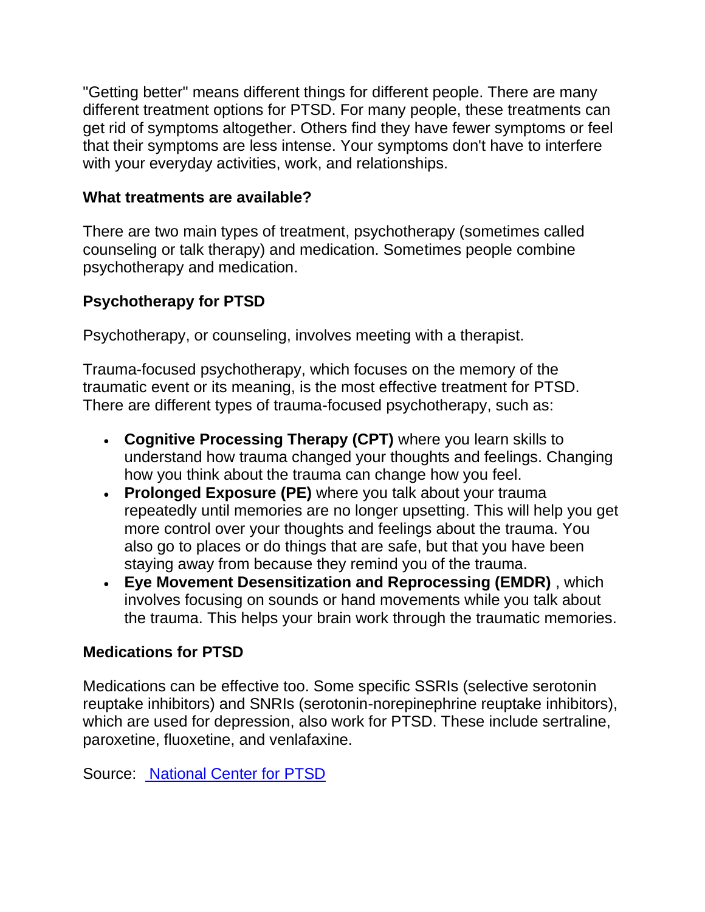"Getting better" means different things for different people. There are many different treatment options for PTSD. For many people, these treatments can get rid of symptoms altogether. Others find they have fewer symptoms or feel that their symptoms are less intense. Your symptoms don't have to interfere with your everyday activities, work, and relationships.

### What treatments are available?

There are two main types of treatment, psychotherapy (sometimes called counseling or talk therapy) and medication. Sometimes people combine psychotherapy and medication.

### Psychotherapy for PTSD

Psychotherapy, or counseling, involves meeting with a therapist.

Trauma-focused psychotherapy, which focuses on the memory of the traumatic event or its meaning, is the most effective treatment for PTSD. There are different types of trauma-focused psychotherapy, such as:

- **Cognitive Processing Therapy (CPT)** where you learn skills to understand how trauma changed your thoughts and feelings. Changing how you think about the trauma can change how you feel.
- **Prolonged Exposure (PE)** where you talk about your trauma repeatedly until memories are no longer upsetting. This will help you get more control over your thoughts and feelings about the trauma. You also go to places or do things that are safe, but that you have been staying away from because they remind you of the trauma.
- **Eye Movement Desensitization and Reprocessing (EMDR)** , which involves focusing on sounds or hand movements while you talk about the trauma. This helps your brain work through the traumatic memories.

### Medications for PTSD

Medications can be effective too. Some specific SSRIs (selective serotonin reuptake inhibitors) and SNRIs (serotonin-norepinephrine reuptake inhibitors), which are used for depression, also work for PTSD. These include sertraline, paroxetine, fluoxetine, and venlafaxine.

Source: National Center for PTSD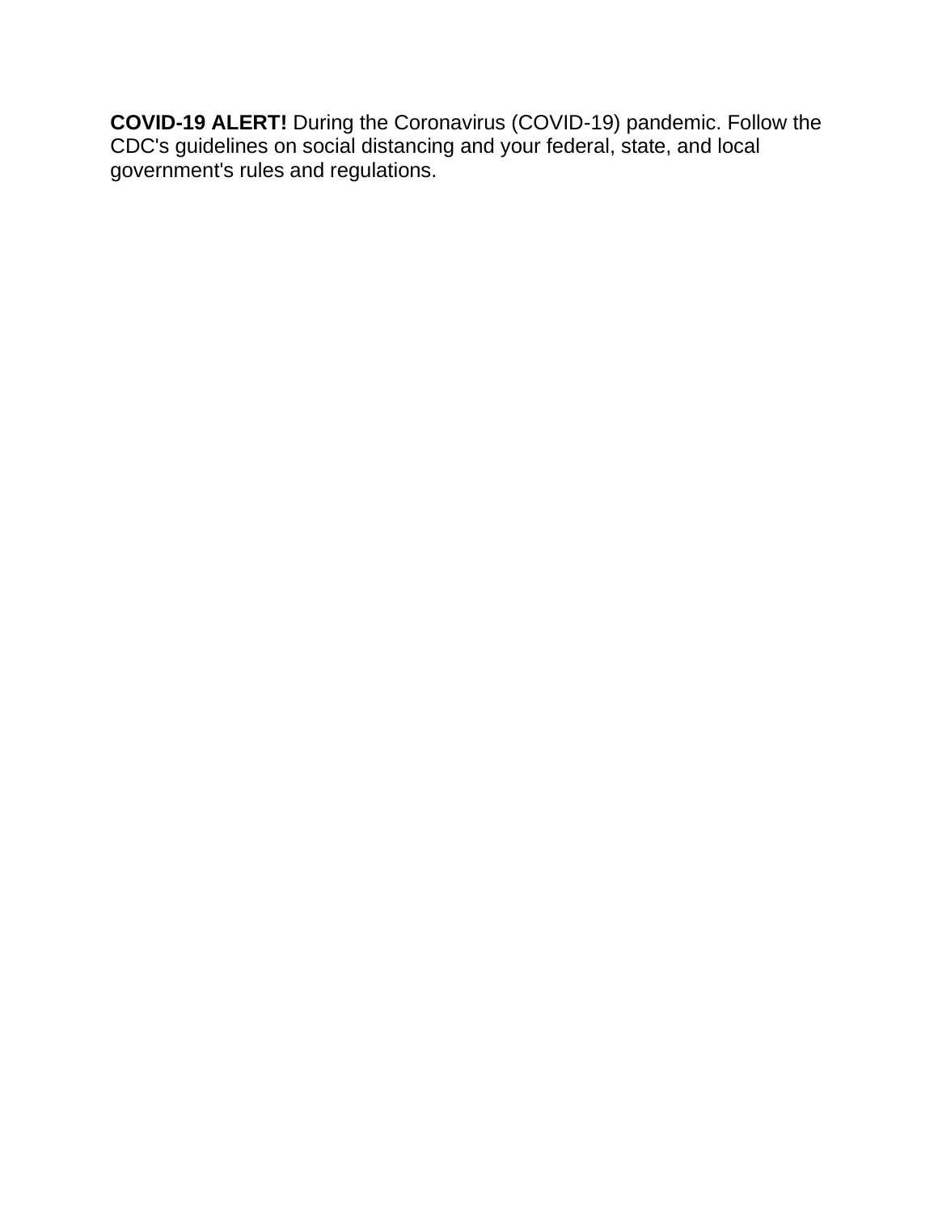**COVID-19 ALERT!** During the Coronavirus (COVID-19) pandemic. Follow the CDC's guidelines on social distancing and your federal, state, and local government's rules and regulations.